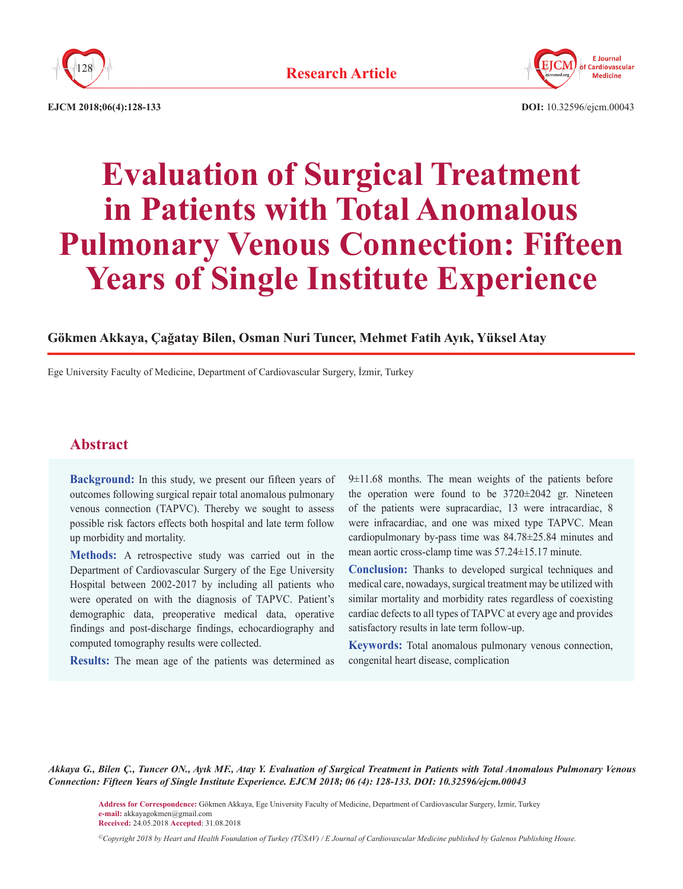**Research Article**

**DOI:** 10.32596/ejcm.00043

# Evaluation of Surgical Treatment in Patients with Total Anomalous Pulmonary Venous Connection: Fifteen Years of Single Institute Experience

**Gökmen Akkaya, Çağatay Bilen, Osman Nuri Tuncer, Mehmet Fatih Ayık, Yüksel Atay**

Ege University Faculty of Medicine, Department of Cardiovascular Surgery, İzmir, Turkey

## Abstract

**Background:** In this study, we present our fifteen years of outcomes following surgical repair total anomalous pulmonary venous connection (TAPVC). Thereby we sought to assess possible risk factors effects both hospital and late term follow up morbidity and mortality.

**Methods:** A retrospective study was carried out in the Department of Cardiovascular Surgery of the Ege University Hospital between 2002-2017 by including all patients who were operated on with the diagnosis of TAPVC. Patient's demographic data, preoperative medical data, operative findings and post-discharge findings, echocardiography and computed tomography results were collected.

**Results:** The mean age of the patients was determined as 9±11.68 months. The mean weights of the patients before the operation were found to be 3720±2042 gr. Nineteen of the patients were supracardiac, 13 were intracardiac, 8 were infracardiac, and one was mixed type TAPVC. Mean cardiopulmonary by-pass time was 84.78±25.84 minutes and mean aortic cross-clamp time was 57.24±15.17 minute.

**Conclusion:** Thanks to developed surgical techniques and medical care, nowadays, surgical treatment may be utilized with similar mortality and morbidity rates regardless of coexisting cardiac defects to all types of TAPVC at every age and provides satisfactory results in late term follow-up.

**Keywords:** Total anomalous pulmonary venous connection, congenital heart disease, complication

***Akkaya G., Bilen Ç., Tuncer ON., Ayık MF., Atay Y. Evaluation of Surgical Treatment in Patients with Total Anomalous Pulmonary Venous Connection: Fifteen Years of Single Institute Experience. EJCM 2018; 06 (4): 128-133. DOI: 10.32596/ejcm.00043***

**Address for Correspondence:** Gökmen Akkaya, Ege University Faculty of Medicine, Department of Cardiovascular Surgery, İzmir, Turkey
**e-mail:** akkayagokmen@gmail.com
**Received:** 24.05.2018 **Accepted**: 31.08.2018

*©Copyright 2018 by Heart and Health Foundation of Turkey (TÜSAV) / E Journal of Cardiovascular Medicine published by Galenos Publishing House.*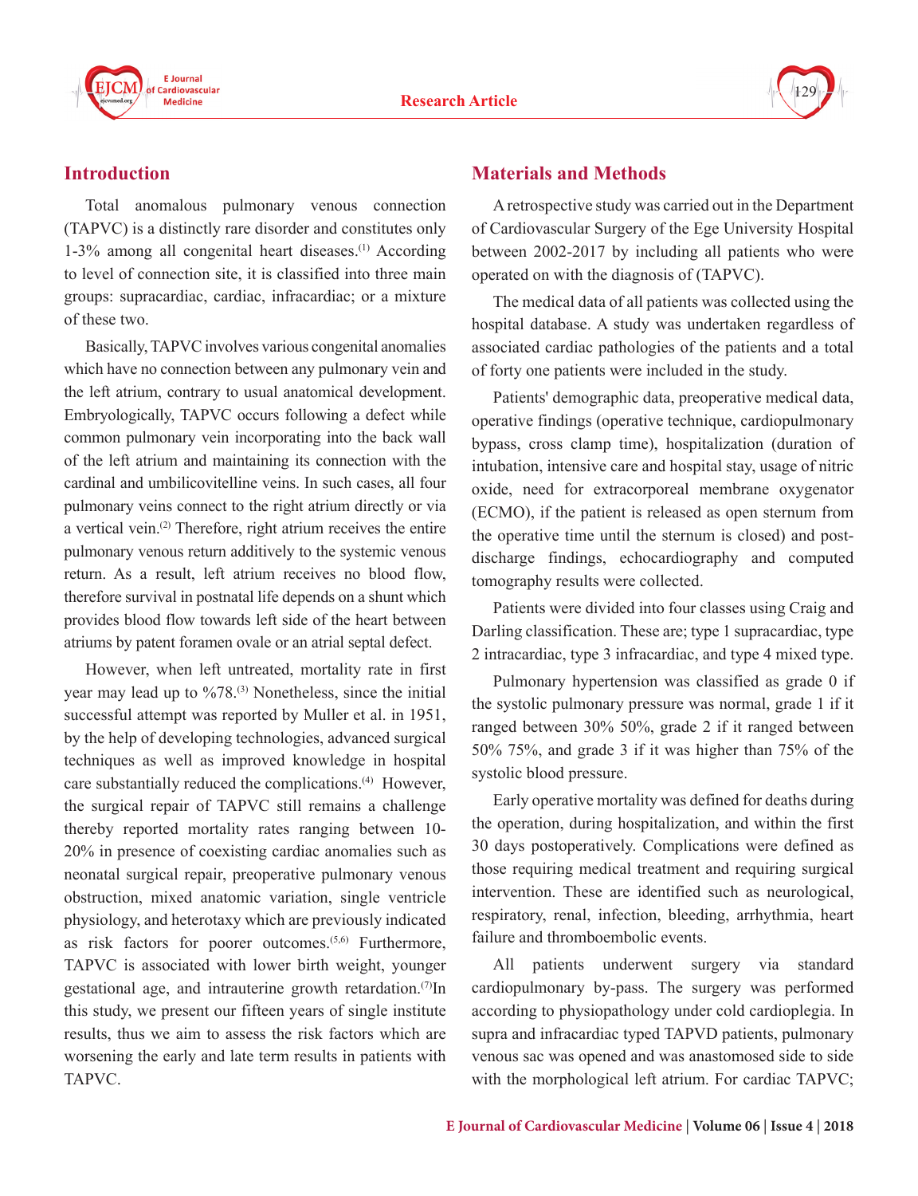## Introduction

Total anomalous pulmonary venous connection (TAPVC) is a distinctly rare disorder and constitutes only 1-3% among all congenital heart diseases.[1] According to level of connection site, it is classified into three main groups: supracardiac, cardiac, infracardiac; or a mixture of these two.

Basically, TAPVC involves various congenital anomalies which have no connection between any pulmonary vein and the left atrium, contrary to usual anatomical development. Embryologically, TAPVC occurs following a defect while common pulmonary vein incorporating into the back wall of the left atrium and maintaining its connection with the cardinal and umbilicovitelline veins. In such cases, all four pulmonary veins connect to the right atrium directly or via a vertical vein.[2] Therefore, right atrium receives the entire pulmonary venous return additively to the systemic venous return. As a result, left atrium receives no blood flow, therefore survival in postnatal life depends on a shunt which provides blood flow towards left side of the heart between atriums by patent foramen ovale or an atrial septal defect.

However, when left untreated, mortality rate in first year may lead up to %78.[3] Nonetheless, since the initial successful attempt was reported by Muller et al. in 1951, by the help of developing technologies, advanced surgical techniques as well as improved knowledge in hospital care substantially reduced the complications.[4] However, the surgical repair of TAPVC still remains a challenge thereby reported mortality rates ranging between 10-20% in presence of coexisting cardiac anomalies such as neonatal surgical repair, preoperative pulmonary venous obstruction, mixed anatomic variation, single ventricle physiology, and heterotaxy which are previously indicated as risk factors for poorer outcomes.[5,6] Furthermore, TAPVC is associated with lower birth weight, younger gestational age, and intrauterine growth retardation.[7]In this study, we present our fifteen years of single institute results, thus we aim to assess the risk factors which are worsening the early and late term results in patients with TAPVC.

## Materials and Methods

A retrospective study was carried out in the Department of Cardiovascular Surgery of the Ege University Hospital between 2002-2017 by including all patients who were operated on with the diagnosis of (TAPVC).

The medical data of all patients was collected using the hospital database. A study was undertaken regardless of associated cardiac pathologies of the patients and a total of forty one patients were included in the study.

Patients' demographic data, preoperative medical data, operative findings (operative technique, cardiopulmonary bypass, cross clamp time), hospitalization (duration of intubation, intensive care and hospital stay, usage of nitric oxide, need for extracorporeal membrane oxygenator (ECMO), if the patient is released as open sternum from the operative time until the sternum is closed) and post-discharge findings, echocardiography and computed tomography results were collected.

Patients were divided into four classes using Craig and Darling classification. These are; type 1 supracardiac, type 2 intracardiac, type 3 infracardiac, and type 4 mixed type.

Pulmonary hypertension was classified as grade 0 if the systolic pulmonary pressure was normal, grade 1 if it ranged between 30% 50%, grade 2 if it ranged between 50% 75%, and grade 3 if it was higher than 75% of the systolic blood pressure.

Early operative mortality was defined for deaths during the operation, during hospitalization, and within the first 30 days postoperatively. Complications were defined as those requiring medical treatment and requiring surgical intervention. These are identified such as neurological, respiratory, renal, infection, bleeding, arrhythmia, heart failure and thromboembolic events.

All patients underwent surgery via standard cardiopulmonary by-pass. The surgery was performed according to physiopathology under cold cardioplegia. In supra and infracardiac typed TAPVD patients, pulmonary venous sac was opened and was anastomosed side to side with the morphological left atrium. For cardiac TAPVC;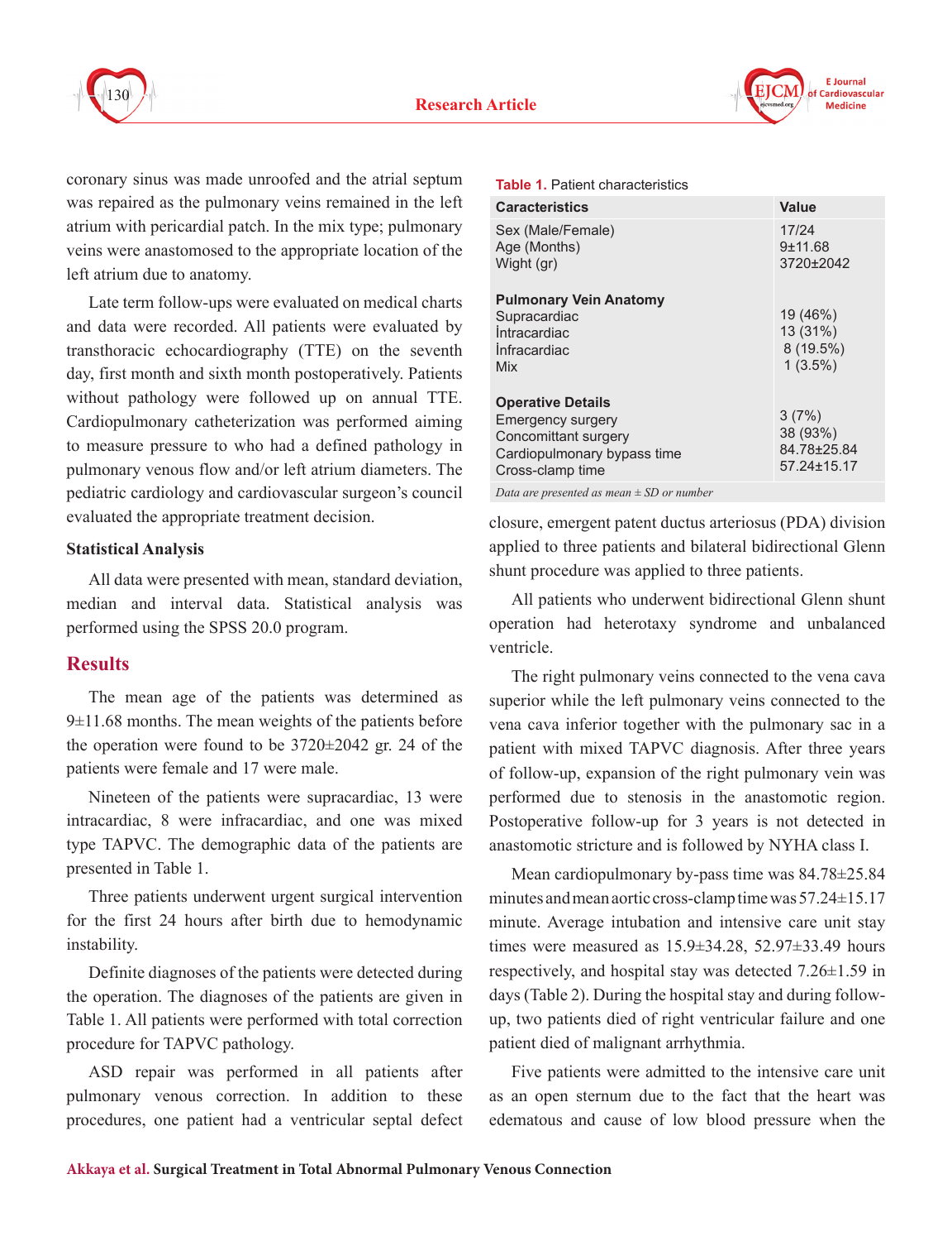coronary sinus was made unroofed and the atrial septum was repaired as the pulmonary veins remained in the left atrium with pericardial patch. In the mix type; pulmonary veins were anastomosed to the appropriate location of the left atrium due to anatomy.

Late term follow-ups were evaluated on medical charts and data were recorded. All patients were evaluated by transthoracic echocardiography (TTE) on the seventh day, first month and sixth month postoperatively. Patients without pathology were followed up on annual TTE. Cardiopulmonary catheterization was performed aiming to measure pressure to who had a defined pathology in pulmonary venous flow and/or left atrium diameters. The pediatric cardiology and cardiovascular surgeon's council evaluated the appropriate treatment decision.

**Statistical Analysis**

All data were presented with mean, standard deviation, median and interval data. Statistical analysis was performed using the SPSS 20.0 program.

## Results

The mean age of the patients was determined as 9±11.68 months. The mean weights of the patients before the operation were found to be 3720±2042 gr. 24 of the patients were female and 17 were male.

Nineteen of the patients were supracardiac, 13 were intracardiac, 8 were infracardiac, and one was mixed type TAPVC. The demographic data of the patients are presented in Table 1.

Three patients underwent urgent surgical intervention for the first 24 hours after birth due to hemodynamic instability.

Definite diagnoses of the patients were detected during the operation. The diagnoses of the patients are given in Table 1. All patients were performed with total correction procedure for TAPVC pathology.

ASD repair was performed in all patients after pulmonary venous correction. In addition to these procedures, one patient had a ventricular septal defect closure, emergent patent ductus arteriosus (PDA) division applied to three patients and bilateral bidirectional Glenn shunt procedure was applied to three patients.

**Table 1.** Patient characteristics

| Caracteristics | Value |
|---|---|
| Sex (Male/Female) | 17/24 |
| Age (Months) | 9±11.68 |
| Wight (gr) | 3720±2042 |
| **Pulmonary Vein Anatomy** | |
| Supracardiac | 19 (46%) |
| İntracardiac | 13 (31%) |
| İnfracardiac | 8 (19.5%) |
| Mix | 1 (3.5%) |
| **Operative Details** | |
| Emergency surgery | 3 (7%) |
| Concomittant surgery | 38 (93%) |
| Cardiopulmonary bypass time | 84.78±25.84 |
| Cross-clamp time | 57.24±15.17 |

*Data are presented as mean ± SD or number*

All patients who underwent bidirectional Glenn shunt operation had heterotaxy syndrome and unbalanced ventricle.

The right pulmonary veins connected to the vena cava superior while the left pulmonary veins connected to the vena cava inferior together with the pulmonary sac in a patient with mixed TAPVC diagnosis. After three years of follow-up, expansion of the right pulmonary vein was performed due to stenosis in the anastomotic region. Postoperative follow-up for 3 years is not detected in anastomotic stricture and is followed by NYHA class I.

Mean cardiopulmonary by-pass time was 84.78±25.84 minutes and mean aortic cross-clamp time was 57.24±15.17 minute. Average intubation and intensive care unit stay times were measured as 15.9±34.28, 52.97±33.49 hours respectively, and hospital stay was detected 7.26±1.59 in days (Table 2). During the hospital stay and during follow-up, two patients died of right ventricular failure and one patient died of malignant arrhythmia.

Five patients were admitted to the intensive care unit as an open sternum due to the fact that the heart was edematous and cause of low blood pressure when the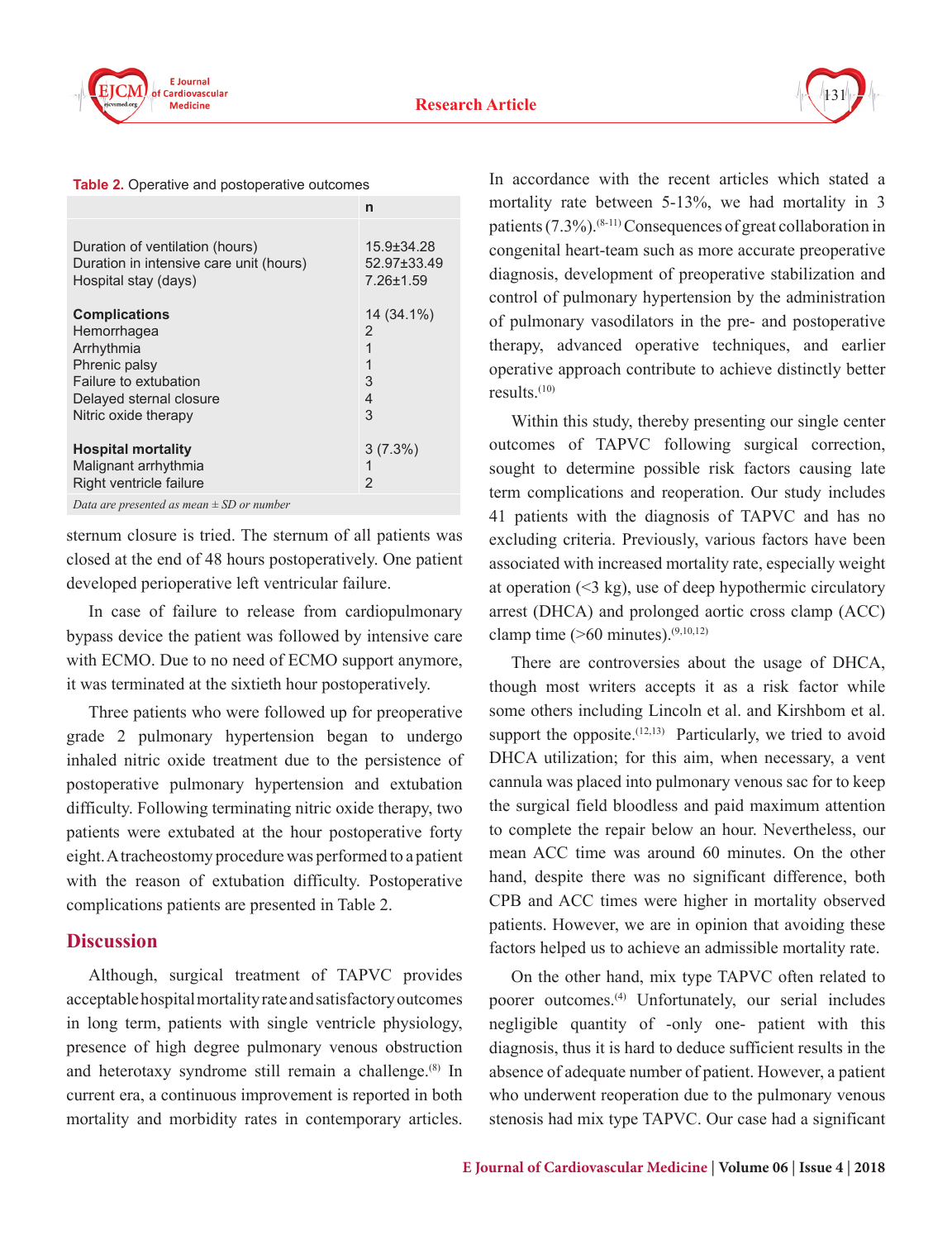**Table 2.** Operative and postoperative outcomes

| | n |
|---|---|
| Duration of ventilation (hours) | 15.9±34.28 |
| Duration in intensive care unit (hours) | 52.97±33.49 |
| Hospital stay (days) | 7.26±1.59 |
| **Complications** | 14 (34.1%) |
| Hemorrhagea | 2 |
| Arrhythmia | 1 |
| Phrenic palsy | 1 |
| Failure to extubation | 3 |
| Delayed sternal closure | 4 |
| Nitric oxide therapy | 3 |
| **Hospital mortality** | 3 (7.3%) |
| Malignant arrhythmia | 1 |
| Right ventricle failure | 2 |

*Data are presented as mean ± SD or number*

sternum closure is tried. The sternum of all patients was closed at the end of 48 hours postoperatively. One patient developed perioperative left ventricular failure.

In case of failure to release from cardiopulmonary bypass device the patient was followed by intensive care with ECMO. Due to no need of ECMO support anymore, it was terminated at the sixtieth hour postoperatively.

Three patients who were followed up for preoperative grade 2 pulmonary hypertension began to undergo inhaled nitric oxide treatment due to the persistence of postoperative pulmonary hypertension and extubation difficulty. Following terminating nitric oxide therapy, two patients were extubated at the hour postoperative forty eight. A tracheostomy procedure was performed to a patient with the reason of extubation difficulty. Postoperative complications patients are presented in Table 2.

## Discussion

Although, surgical treatment of TAPVC provides acceptable hospital mortality rate and satisfactory outcomes in long term, patients with single ventricle physiology, presence of high degree pulmonary venous obstruction and heterotaxy syndrome still remain a challenge.[8] In current era, a continuous improvement is reported in both mortality and morbidity rates in contemporary articles. In accordance with the recent articles which stated a mortality rate between 5-13%, we had mortality in 3 patients (7.3%).[8-11] Consequences of great collaboration in congenital heart-team such as more accurate preoperative diagnosis, development of preoperative stabilization and control of pulmonary hypertension by the administration of pulmonary vasodilators in the pre- and postoperative therapy, advanced operative techniques, and earlier operative approach contribute to achieve distinctly better results.[10]

Within this study, thereby presenting our single center outcomes of TAPVC following surgical correction, sought to determine possible risk factors causing late term complications and reoperation. Our study includes 41 patients with the diagnosis of TAPVC and has no excluding criteria. Previously, various factors have been associated with increased mortality rate, especially weight at operation (<3 kg), use of deep hypothermic circulatory arrest (DHCA) and prolonged aortic cross clamp (ACC) clamp time (>60 minutes).[9,10,12]

There are controversies about the usage of DHCA, though most writers accepts it as a risk factor while some others including Lincoln et al. and Kirshbom et al. support the opposite.[12,13] Particularly, we tried to avoid DHCA utilization; for this aim, when necessary, a vent cannula was placed into pulmonary venous sac for to keep the surgical field bloodless and paid maximum attention to complete the repair below an hour. Nevertheless, our mean ACC time was around 60 minutes. On the other hand, despite there was no significant difference, both CPB and ACC times were higher in mortality observed patients. However, we are in opinion that avoiding these factors helped us to achieve an admissible mortality rate.

On the other hand, mix type TAPVC often related to poorer outcomes.[4] Unfortunately, our serial includes negligible quantity of -only one- patient with this diagnosis, thus it is hard to deduce sufficient results in the absence of adequate number of patient. However, a patient who underwent reoperation due to the pulmonary venous stenosis had mix type TAPVC. Our case had a significant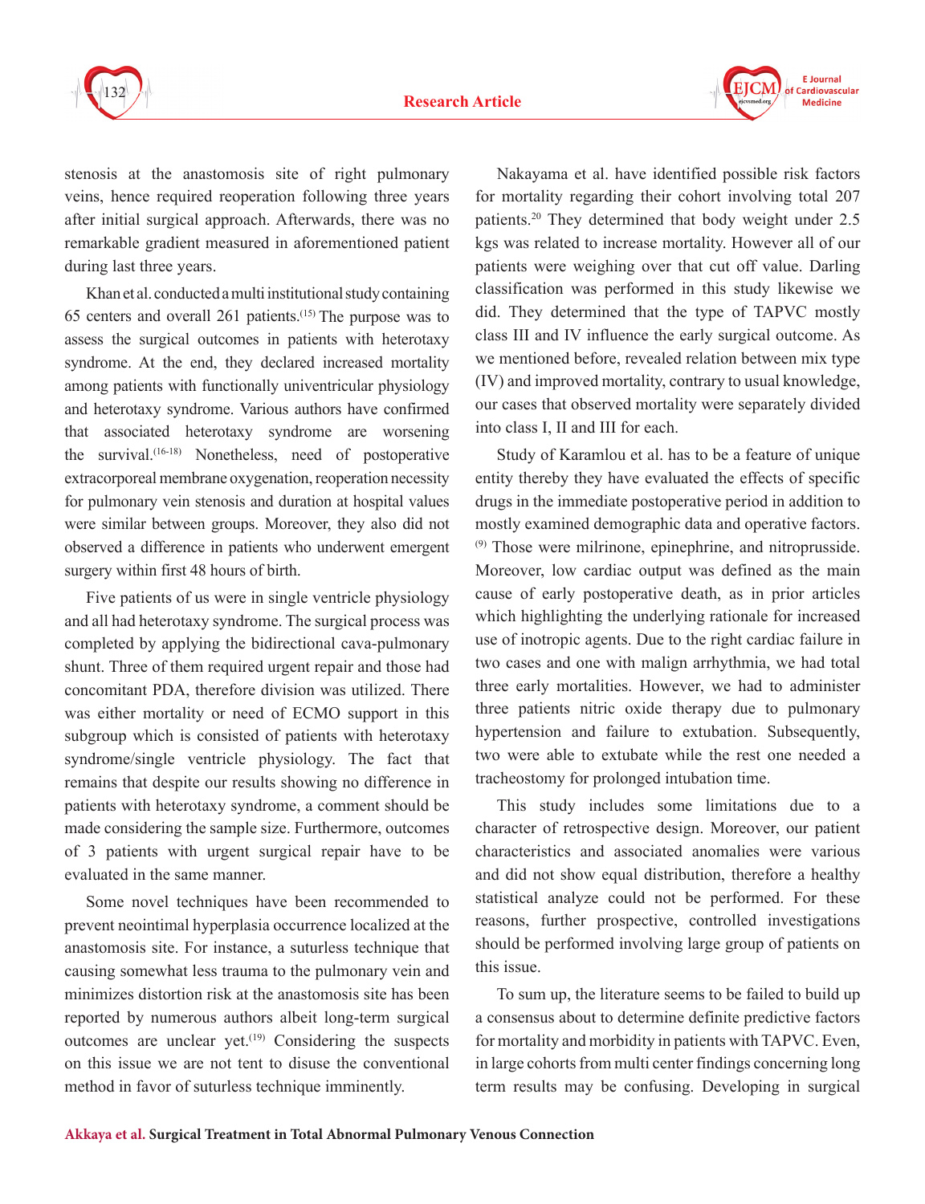stenosis at the anastomosis site of right pulmonary veins, hence required reoperation following three years after initial surgical approach. Afterwards, there was no remarkable gradient measured in aforementioned patient during last three years.

Khan et al. conducted a multi institutional study containing 65 centers and overall 261 patients.[15] The purpose was to assess the surgical outcomes in patients with heterotaxy syndrome. At the end, they declared increased mortality among patients with functionally univentricular physiology and heterotaxy syndrome. Various authors have confirmed that associated heterotaxy syndrome are worsening the survival.[16-18] Nonetheless, need of postoperative extracorporeal membrane oxygenation, reoperation necessity for pulmonary vein stenosis and duration at hospital values were similar between groups. Moreover, they also did not observed a difference in patients who underwent emergent surgery within first 48 hours of birth.

Five patients of us were in single ventricle physiology and all had heterotaxy syndrome. The surgical process was completed by applying the bidirectional cava-pulmonary shunt. Three of them required urgent repair and those had concomitant PDA, therefore division was utilized. There was either mortality or need of ECMO support in this subgroup which is consisted of patients with heterotaxy syndrome/single ventricle physiology. The fact that remains that despite our results showing no difference in patients with heterotaxy syndrome, a comment should be made considering the sample size. Furthermore, outcomes of 3 patients with urgent surgical repair have to be evaluated in the same manner.

Some novel techniques have been recommended to prevent neointimal hyperplasia occurrence localized at the anastomosis site. For instance, a suturless technique that causing somewhat less trauma to the pulmonary vein and minimizes distortion risk at the anastomosis site has been reported by numerous authors albeit long-term surgical outcomes are unclear yet.[19] Considering the suspects on this issue we are not tent to disuse the conventional method in favor of suturless technique imminently.

Nakayama et al. have identified possible risk factors for mortality regarding their cohort involving total 207 patients.[20] They determined that body weight under 2.5 kgs was related to increase mortality. However all of our patients were weighing over that cut off value. Darling classification was performed in this study likewise we did. They determined that the type of TAPVC mostly class III and IV influence the early surgical outcome. As we mentioned before, revealed relation between mix type (IV) and improved mortality, contrary to usual knowledge, our cases that observed mortality were separately divided into class I, II and III for each.

Study of Karamlou et al. has to be a feature of unique entity thereby they have evaluated the effects of specific drugs in the immediate postoperative period in addition to mostly examined demographic data and operative factors.[9] Those were milrinone, epinephrine, and nitroprusside. Moreover, low cardiac output was defined as the main cause of early postoperative death, as in prior articles which highlighting the underlying rationale for increased use of inotropic agents. Due to the right cardiac failure in two cases and one with malign arrhythmia, we had total three early mortalities. However, we had to administer three patients nitric oxide therapy due to pulmonary hypertension and failure to extubation. Subsequently, two were able to extubate while the rest one needed a tracheostomy for prolonged intubation time.

This study includes some limitations due to a character of retrospective design. Moreover, our patient characteristics and associated anomalies were various and did not show equal distribution, therefore a healthy statistical analyze could not be performed. For these reasons, further prospective, controlled investigations should be performed involving large group of patients on this issue.

To sum up, the literature seems to be failed to build up a consensus about to determine definite predictive factors for mortality and morbidity in patients with TAPVC. Even, in large cohorts from multi center findings concerning long term results may be confusing. Developing in surgical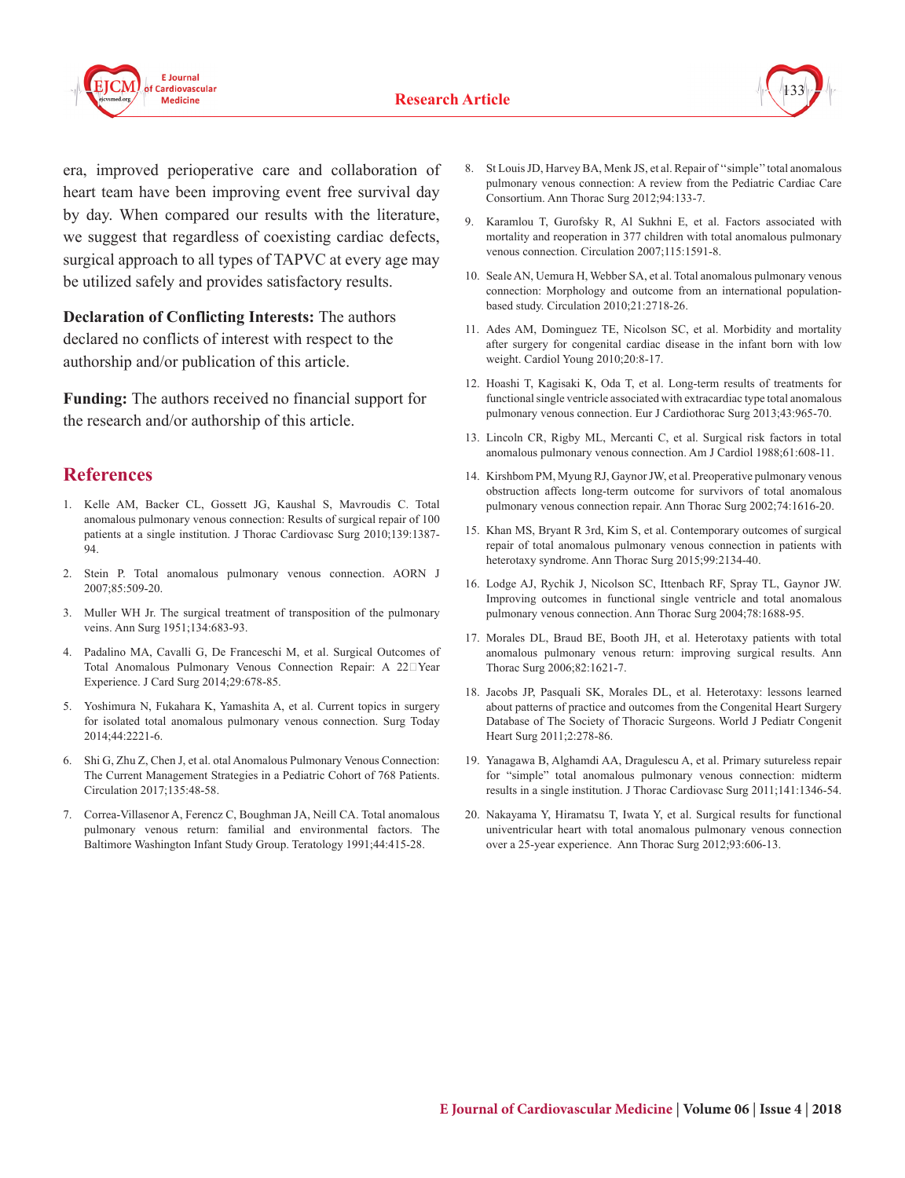era, improved perioperative care and collaboration of heart team have been improving event free survival day by day. When compared our results with the literature, we suggest that regardless of coexisting cardiac defects, surgical approach to all types of TAPVC at every age may be utilized safely and provides satisfactory results.

**Declaration of Conflicting Interests:** The authors declared no conflicts of interest with respect to the authorship and/or publication of this article.

**Funding:** The authors received no financial support for the research and/or authorship of this article.

## References

1. Kelle AM, Backer CL, Gossett JG, Kaushal S, Mavroudis C. Total anomalous pulmonary venous connection: Results of surgical repair of 100 patients at a single institution. J Thorac Cardiovasc Surg 2010;139:1387-94.
2. Stein P. Total anomalous pulmonary venous connection. AORN J 2007;85:509-20.
3. Muller WH Jr. The surgical treatment of transposition of the pulmonary veins. Ann Surg 1951;134:683-93.
4. Padalino MA, Cavalli G, De Franceschi M, et al. Surgical Outcomes of Total Anomalous Pulmonary Venous Connection Repair: A 22Year Experience. J Card Surg 2014;29:678-85.
5. Yoshimura N, Fukahara K, Yamashita A, et al. Current topics in surgery for isolated total anomalous pulmonary venous connection. Surg Today 2014;44:2221-6.
6. Shi G, Zhu Z, Chen J, et al. otal Anomalous Pulmonary Venous Connection: The Current Management Strategies in a Pediatric Cohort of 768 Patients. Circulation 2017;135:48-58.
7. Correa-Villasenor A, Ferencz C, Boughman JA, Neill CA. Total anomalous pulmonary venous return: familial and environmental factors. The Baltimore Washington Infant Study Group. Teratology 1991;44:415-28.
8. St Louis JD, Harvey BA, Menk JS, et al. Repair of ''simple'' total anomalous pulmonary venous connection: A review from the Pediatric Cardiac Care Consortium. Ann Thorac Surg 2012;94:133-7.
9. Karamlou T, Gurofsky R, Al Sukhni E, et al. Factors associated with mortality and reoperation in 377 children with total anomalous pulmonary venous connection. Circulation 2007;115:1591-8.
10. Seale AN, Uemura H, Webber SA, et al. Total anomalous pulmonary venous connection: Morphology and outcome from an international population-based study. Circulation 2010;21:2718-26.
11. Ades AM, Dominguez TE, Nicolson SC, et al. Morbidity and mortality after surgery for congenital cardiac disease in the infant born with low weight. Cardiol Young 2010;20:8-17.
12. Hoashi T, Kagisaki K, Oda T, et al. Long-term results of treatments for functional single ventricle associated with extracardiac type total anomalous pulmonary venous connection. Eur J Cardiothorac Surg 2013;43:965-70.
13. Lincoln CR, Rigby ML, Mercanti C, et al. Surgical risk factors in total anomalous pulmonary venous connection. Am J Cardiol 1988;61:608-11.
14. Kirshbom PM, Myung RJ, Gaynor JW, et al. Preoperative pulmonary venous obstruction affects long-term outcome for survivors of total anomalous pulmonary venous connection repair. Ann Thorac Surg 2002;74:1616-20.
15. Khan MS, Bryant R 3rd, Kim S, et al. Contemporary outcomes of surgical repair of total anomalous pulmonary venous connection in patients with heterotaxy syndrome. Ann Thorac Surg 2015;99:2134-40.
16. Lodge AJ, Rychik J, Nicolson SC, Ittenbach RF, Spray TL, Gaynor JW. Improving outcomes in functional single ventricle and total anomalous pulmonary venous connection. Ann Thorac Surg 2004;78:1688-95.
17. Morales DL, Braud BE, Booth JH, et al. Heterotaxy patients with total anomalous pulmonary venous return: improving surgical results. Ann Thorac Surg 2006;82:1621-7.
18. Jacobs JP, Pasquali SK, Morales DL, et al. Heterotaxy: lessons learned about patterns of practice and outcomes from the Congenital Heart Surgery Database of The Society of Thoracic Surgeons. World J Pediatr Congenit Heart Surg 2011;2:278-86.
19. Yanagawa B, Alghamdi AA, Dragulescu A, et al. Primary sutureless repair for "simple" total anomalous pulmonary venous connection: midterm results in a single institution. J Thorac Cardiovasc Surg 2011;141:1346-54.
20. Nakayama Y, Hiramatsu T, Iwata Y, et al. Surgical results for functional univentricular heart with total anomalous pulmonary venous connection over a 25-year experience. Ann Thorac Surg 2012;93:606-13.